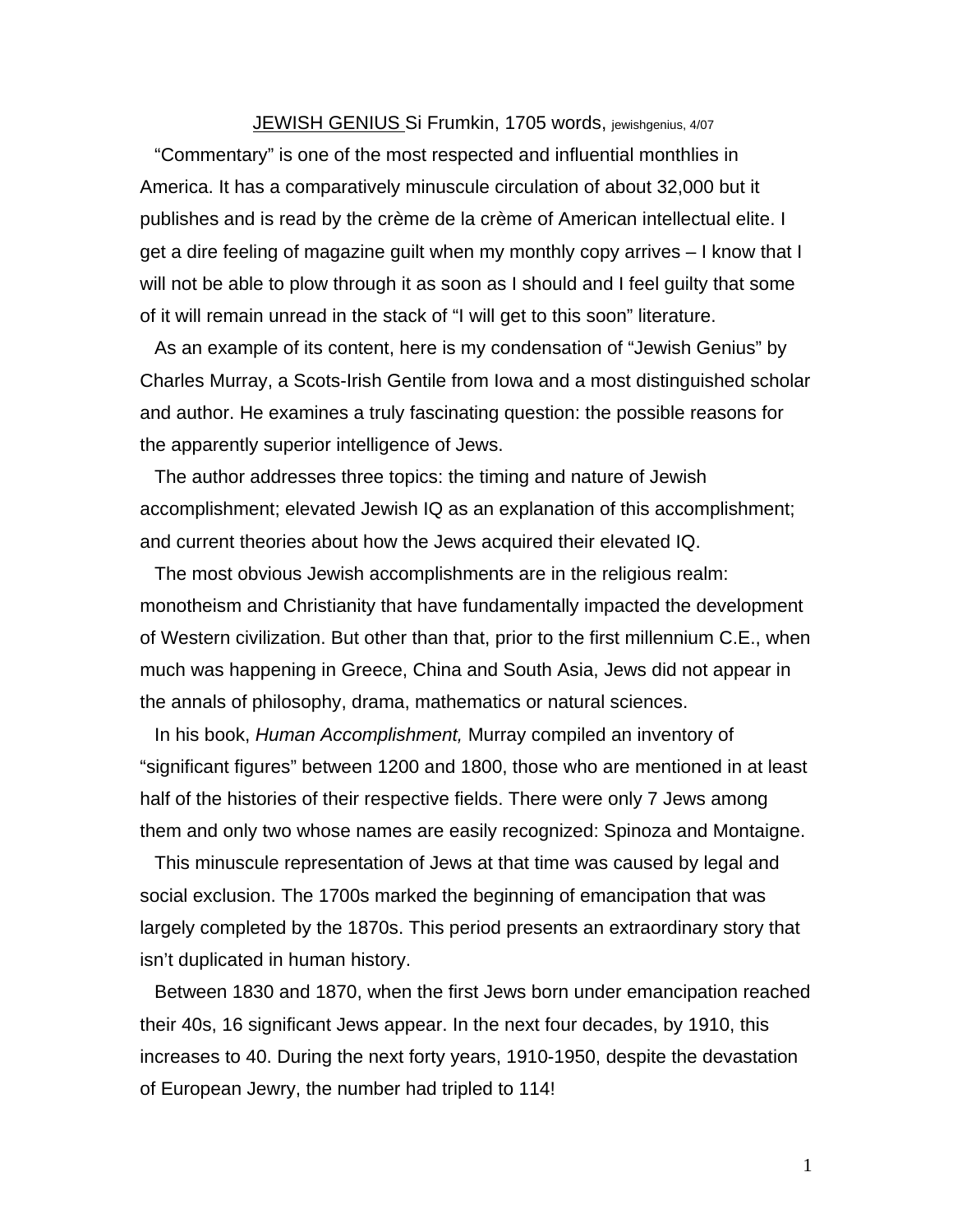<u>JEWISH GENIUS</u> Si Frumkin, 1705 words, jewishgenius, 4/07

"Commentary" is one of the most respected and influential monthlies in America. It has a comparatively minuscule circulation of about 32,000 but it publishes and is read by the crème de la crème of American intellectual elite. I get a dire feeling of magazine guilt when my monthly copy arrives – I know that I will not be able to plow through it as soon as I should and I feel guilty that some of it will remain unread in the stack of "I will get to this soon" literature.

As an example of its content, here is my condensation of "Jewish Genius" by Charles Murray, a Scots-Irish Gentile from Iowa and a most distinguished scholar and author. He examines a truly fascinating question: the possible reasons for the apparently superior intelligence of Jews.

The author addresses three topics: the timing and nature of Jewish accomplishment; elevated Jewish IQ as an explanation of this accomplishment; and current theories about how the Jews acquired their elevated IQ.

The most obvious Jewish accomplishments are in the religious realm: monotheism and Christianity that have fundamentally impacted the development of Western civilization. But other than that, prior to the first millennium C.E., when much was happening in Greece, China and South Asia, Jews did not appear in the annals of philosophy, drama, mathematics or natural sciences.

In his book, *Human Accomplishment,* Murray compiled an inventory of "significant figures" between 1200 and 1800, those who are mentioned in at least half of the histories of their respective fields. There were only 7 Jews among them and only two whose names are easily recognized: Spinoza and Montaigne.

This minuscule representation of Jews at that time was caused by legal and social exclusion. The 1700s marked the beginning of emancipation that was largely completed by the 1870s. This period presents an extraordinary story that isn't duplicated in human history.

Between 1830 and 1870, when the first Jews born under emancipation reached their 40s, 16 significant Jews appear. In the next four decades, by 1910, this increases to 40. During the next forty years, 1910-1950, despite the devastation of European Jewry, the number had tripled to 114!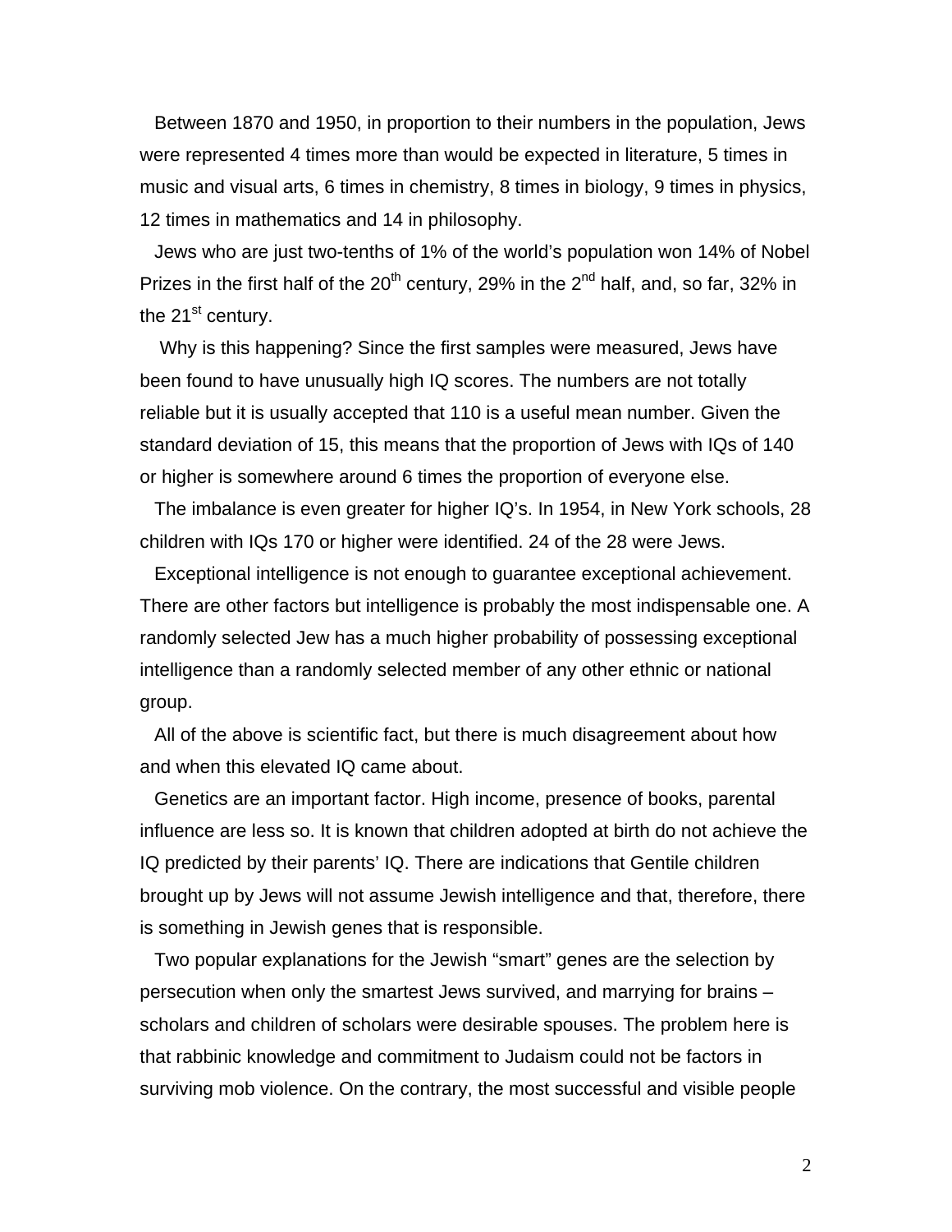Between 1870 and 1950, in proportion to their numbers in the population, Jews were represented 4 times more than would be expected in literature, 5 times in music and visual arts, 6 times in chemistry, 8 times in biology, 9 times in physics, 12 times in mathematics and 14 in philosophy.

Jews who are just two-tenths of 1% of the world's population won 14% of Nobel Prizes in the first half of the 20th century, 29% in the 2nd half, and, so far, 32% in the 21st century.

Why is this happening? Since the first samples were measured, Jews have been found to have unusually high IQ scores. The numbers are not totally reliable but it is usually accepted that 110 is a useful mean number. Given the standard deviation of 15, this means that the proportion of Jews with IQs of 140 or higher is somewhere around 6 times the proportion of everyone else.

The imbalance is even greater for higher IQ's. In 1954, in New York schools, 28 children with IQs 170 or higher were identified. 24 of the 28 were Jews.

Exceptional intelligence is not enough to guarantee exceptional achievement. There are other factors but intelligence is probably the most indispensable one. A randomly selected Jew has a much higher probability of possessing exceptional intelligence than a randomly selected member of any other ethnic or national group.

All of the above is scientific fact, but there is much disagreement about how and when this elevated IQ came about.

Genetics are an important factor. High income, presence of books, parental influence are less so. It is known that children adopted at birth do not achieve the IQ predicted by their parents' IQ. There are indications that Gentile children brought up by Jews will not assume Jewish intelligence and that, therefore, there is something in Jewish genes that is responsible.

Two popular explanations for the Jewish "smart" genes are the selection by persecution when only the smartest Jews survived, and marrying for brains – scholars and children of scholars were desirable spouses. The problem here is that rabbinic knowledge and commitment to Judaism could not be factors in surviving mob violence. On the contrary, the most successful and visible people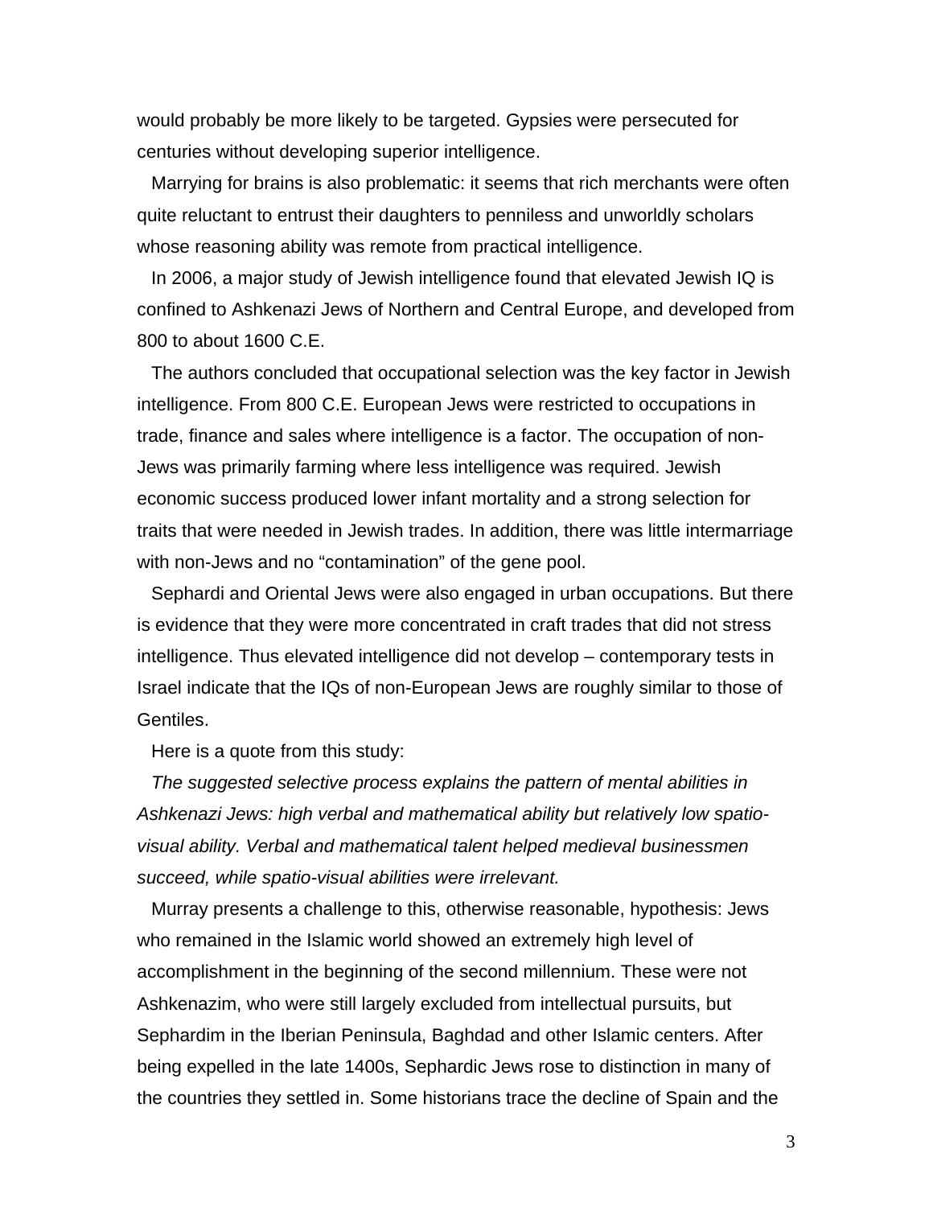would probably be more likely to be targeted. Gypsies were persecuted for centuries without developing superior intelligence.

Marrying for brains is also problematic: it seems that rich merchants were often quite reluctant to entrust their daughters to penniless and unworldly scholars whose reasoning ability was remote from practical intelligence.

In 2006, a major study of Jewish intelligence found that elevated Jewish IQ is confined to Ashkenazi Jews of Northern and Central Europe, and developed from 800 to about 1600 C.E.

The authors concluded that occupational selection was the key factor in Jewish intelligence. From 800 C.E. European Jews were restricted to occupations in trade, finance and sales where intelligence is a factor. The occupation of non-Jews was primarily farming where less intelligence was required. Jewish economic success produced lower infant mortality and a strong selection for traits that were needed in Jewish trades. In addition, there was little intermarriage with non-Jews and no "contamination" of the gene pool.

Sephardi and Oriental Jews were also engaged in urban occupations. But there is evidence that they were more concentrated in craft trades that did not stress intelligence. Thus elevated intelligence did not develop – contemporary tests in Israel indicate that the IQs of non-European Jews are roughly similar to those of Gentiles.

Here is a quote from this study:

*The suggested selective process explains the pattern of mental abilities in Ashkenazi Jews: high verbal and mathematical ability but relatively low spatio-visual ability. Verbal and mathematical talent helped medieval businessmen succeed, while spatio-visual abilities were irrelevant.*

Murray presents a challenge to this, otherwise reasonable, hypothesis: Jews who remained in the Islamic world showed an extremely high level of accomplishment in the beginning of the second millennium. These were not Ashkenazim, who were still largely excluded from intellectual pursuits, but Sephardim in the Iberian Peninsula, Baghdad and other Islamic centers. After being expelled in the late 1400s, Sephardic Jews rose to distinction in many of the countries they settled in. Some historians trace the decline of Spain and the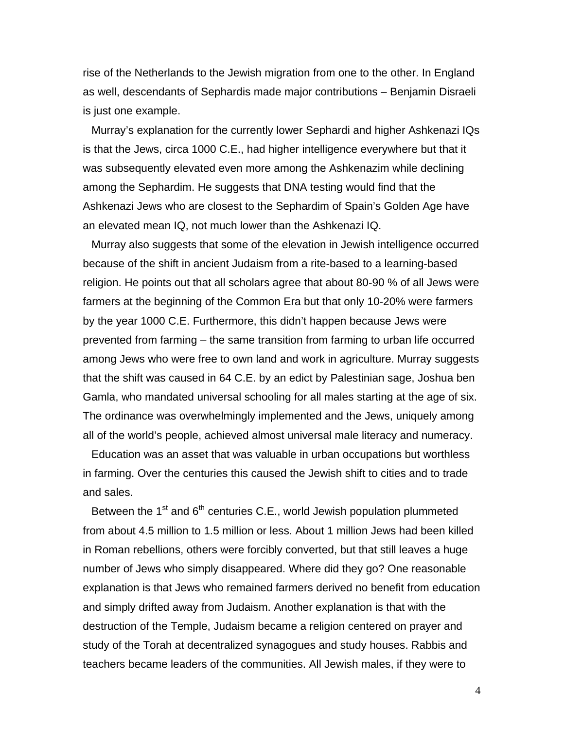rise of the Netherlands to the Jewish migration from one to the other. In England as well, descendants of Sephardis made major contributions – Benjamin Disraeli is just one example.

Murray's explanation for the currently lower Sephardi and higher Ashkenazi IQs is that the Jews, circa 1000 C.E., had higher intelligence everywhere but that it was subsequently elevated even more among the Ashkenazim while declining among the Sephardim. He suggests that DNA testing would find that the Ashkenazi Jews who are closest to the Sephardim of Spain's Golden Age have an elevated mean IQ, not much lower than the Ashkenazi IQ.

Murray also suggests that some of the elevation in Jewish intelligence occurred because of the shift in ancient Judaism from a rite-based to a learning-based religion. He points out that all scholars agree that about 80-90 % of all Jews were farmers at the beginning of the Common Era but that only 10-20% were farmers by the year 1000 C.E. Furthermore, this didn't happen because Jews were prevented from farming – the same transition from farming to urban life occurred among Jews who were free to own land and work in agriculture. Murray suggests that the shift was caused in 64 C.E. by an edict by Palestinian sage, Joshua ben Gamla, who mandated universal schooling for all males starting at the age of six. The ordinance was overwhelmingly implemented and the Jews, uniquely among all of the world's people, achieved almost universal male literacy and numeracy.

Education was an asset that was valuable in urban occupations but worthless in farming. Over the centuries this caused the Jewish shift to cities and to trade and sales.

Between the 1st and 6th centuries C.E., world Jewish population plummeted from about 4.5 million to 1.5 million or less. About 1 million Jews had been killed in Roman rebellions, others were forcibly converted, but that still leaves a huge number of Jews who simply disappeared. Where did they go? One reasonable explanation is that Jews who remained farmers derived no benefit from education and simply drifted away from Judaism. Another explanation is that with the destruction of the Temple, Judaism became a religion centered on prayer and study of the Torah at decentralized synagogues and study houses. Rabbis and teachers became leaders of the communities. All Jewish males, if they were to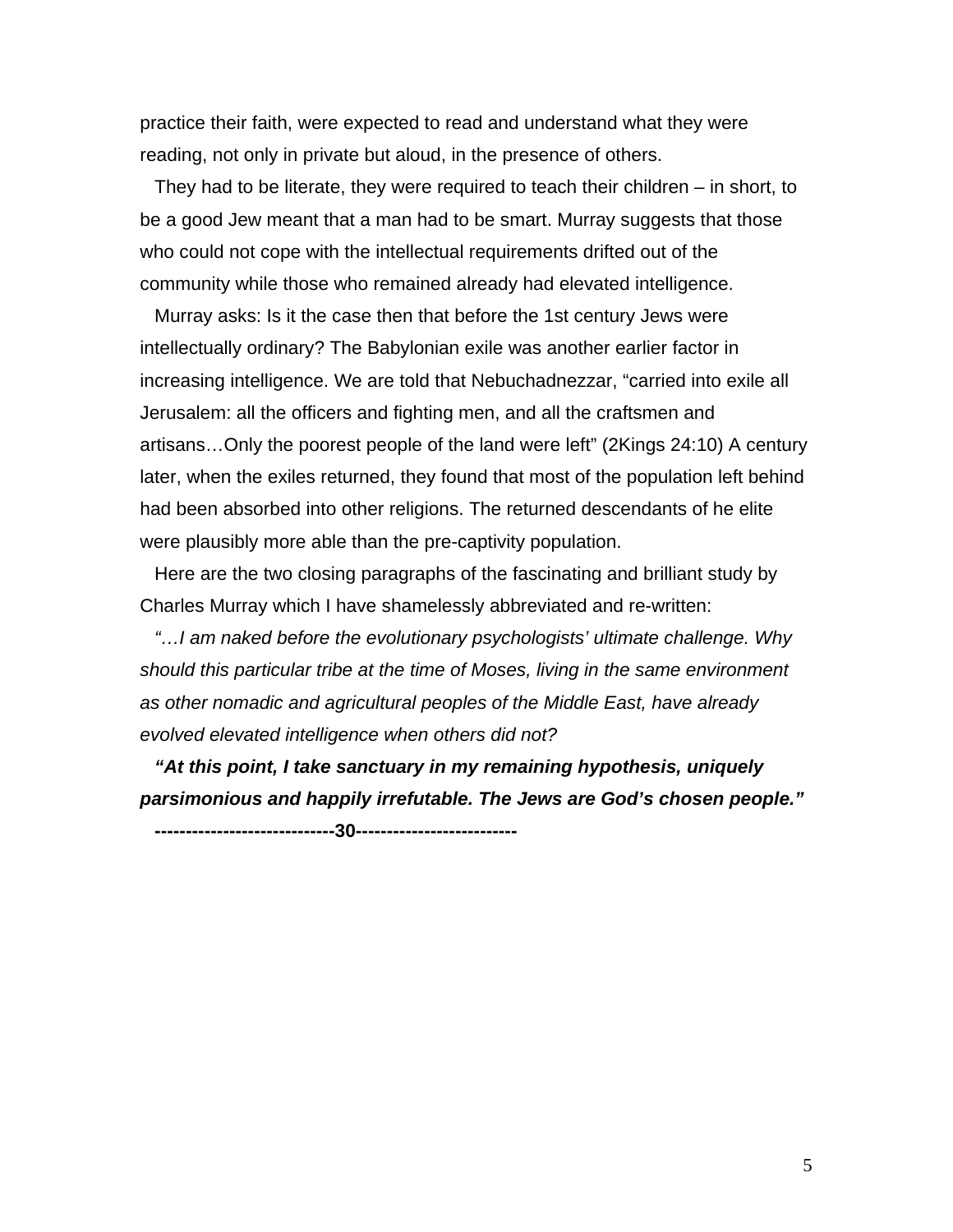practice their faith, were expected to read and understand what they were reading, not only in private but aloud, in the presence of others.

They had to be literate, they were required to teach their children – in short, to be a good Jew meant that a man had to be smart. Murray suggests that those who could not cope with the intellectual requirements drifted out of the community while those who remained already had elevated intelligence.

Murray asks: Is it the case then that before the 1st century Jews were intellectually ordinary? The Babylonian exile was another earlier factor in increasing intelligence. We are told that Nebuchadnezzar, "carried into exile all Jerusalem: all the officers and fighting men, and all the craftsmen and artisans…Only the poorest people of the land were left" (2Kings 24:10) A century later, when the exiles returned, they found that most of the population left behind had been absorbed into other religions. The returned descendants of he elite were plausibly more able than the pre-captivity population.

Here are the two closing paragraphs of the fascinating and brilliant study by Charles Murray which I have shamelessly abbreviated and re-written:

*"…I am naked before the evolutionary psychologists' ultimate challenge. Why should this particular tribe at the time of Moses, living in the same environment as other nomadic and agricultural peoples of the Middle East, have already evolved elevated intelligence when others did not?*

***"At this point, I take sanctuary in my remaining hypothesis, uniquely parsimonious and happily irrefutable. The Jews are God's chosen people."***

**----------------------------30-------------------------**